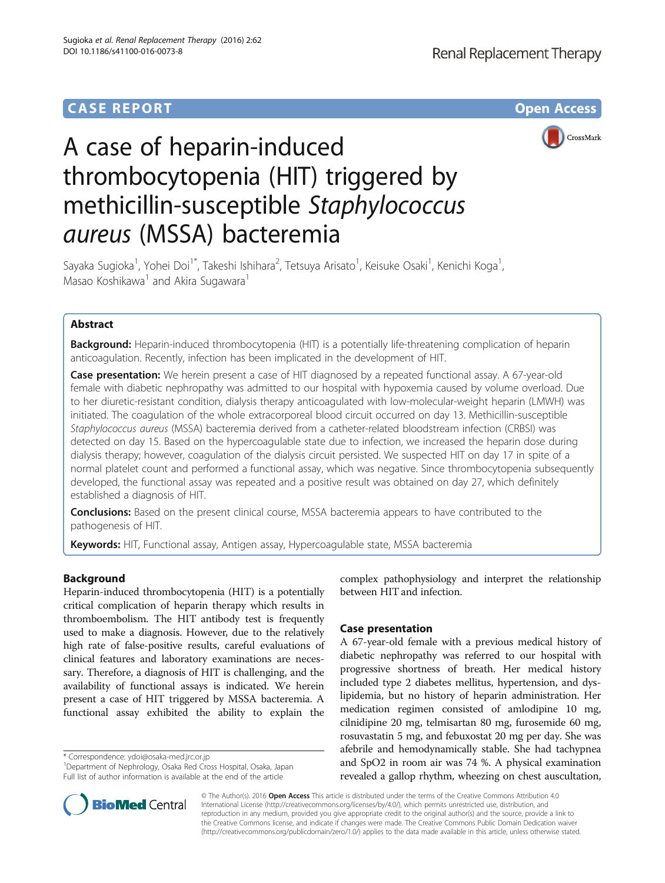CASE REPORT

Open Access

# A case of heparin-induced thrombocytopenia (HIT) triggered by methicillin-susceptible *Staphylococcus aureus* (MSSA) bacteremia

Sayaka Sugioka[1], Yohei Doi[1*], Takeshi Ishihara[2], Tetsuya Arisato[1], Keisuke Osaki[1], Kenichi Koga[1], Masao Koshikawa[1] and Akira Sugawara[1]

## Abstract

**Background:** Heparin-induced thrombocytopenia (HIT) is a potentially life-threatening complication of heparin anticoagulation. Recently, infection has been implicated in the development of HIT.

**Case presentation:** We herein present a case of HIT diagnosed by a repeated functional assay. A 67-year-old female with diabetic nephropathy was admitted to our hospital with hypoxemia caused by volume overload. Due to her diuretic-resistant condition, dialysis therapy anticoagulated with low-molecular-weight heparin (LMWH) was initiated. The coagulation of the whole extracorporeal blood circuit occurred on day 13. Methicillin-susceptible *Staphylococcus aureus* (MSSA) bacteremia derived from a catheter-related bloodstream infection (CRBSI) was detected on day 15. Based on the hypercoagulable state due to infection, we increased the heparin dose during dialysis therapy; however, coagulation of the dialysis circuit persisted. We suspected HIT on day 17 in spite of a normal platelet count and performed a functional assay, which was negative. Since thrombocytopenia subsequently developed, the functional assay was repeated and a positive result was obtained on day 27, which definitely established a diagnosis of HIT.

**Conclusions:** Based on the present clinical course, MSSA bacteremia appears to have contributed to the pathogenesis of HIT.

**Keywords:** HIT, Functional assay, Antigen assay, Hypercoagulable state, MSSA bacteremia

## Background

Heparin-induced thrombocytopenia (HIT) is a potentially critical complication of heparin therapy which results in thromboembolism. The HIT antibody test is frequently used to make a diagnosis. However, due to the relatively high rate of false-positive results, careful evaluations of clinical features and laboratory examinations are necessary. Therefore, a diagnosis of HIT is challenging, and the availability of functional assays is indicated. We herein present a case of HIT triggered by MSSA bacteremia. A functional assay exhibited the ability to explain the complex pathophysiology and interpret the relationship between HIT and infection.

## Case presentation

A 67-year-old female with a previous medical history of diabetic nephropathy was referred to our hospital with progressive shortness of breath. Her medical history included type 2 diabetes mellitus, hypertension, and dyslipidemia, but no history of heparin administration. Her medication regimen consisted of amlodipine 10 mg, cilnidipine 20 mg, telmisartan 80 mg, furosemide 60 mg, rosuvastatin 5 mg, and febuxostat 20 mg per day. She was afebrile and hemodynamically stable. She had tachypnea and SpO2 in room air was 74 %. A physical examination revealed a gallop rhythm, wheezing on chest auscultation,

* Correspondence: ydoi@osaka-med.jrc.or.jp
[1]Department of Nephrology, Osaka Red Cross Hospital, Osaka, Japan
Full list of author information is available at the end of the article

© The Author(s). 2016 **Open Access** This article is distributed under the terms of the Creative Commons Attribution 4.0 International License (http://creativecommons.org/licenses/by/4.0/), which permits unrestricted use, distribution, and reproduction in any medium, provided you give appropriate credit to the original author(s) and the source, provide a link to the Creative Commons license, and indicate if changes were made. The Creative Commons Public Domain Dedication waiver (http://creativecommons.org/publicdomain/zero/1.0/) applies to the data made available in this article, unless otherwise stated.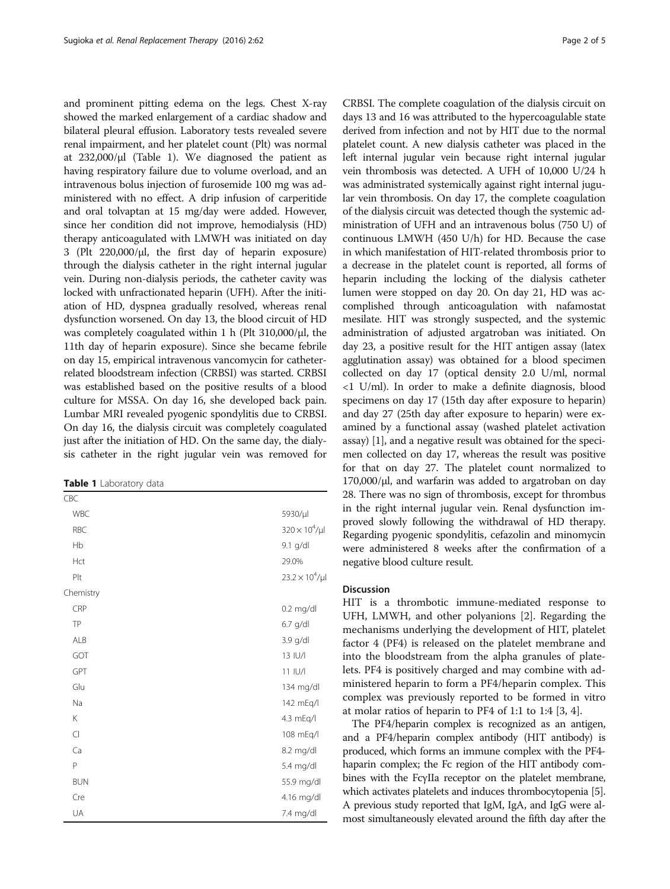and prominent pitting edema on the legs. Chest X-ray showed the marked enlargement of a cardiac shadow and bilateral pleural effusion. Laboratory tests revealed severe renal impairment, and her platelet count (Plt) was normal at 232,000/μl (Table 1). We diagnosed the patient as having respiratory failure due to volume overload, and an intravenous bolus injection of furosemide 100 mg was administered with no effect. A drip infusion of carperitide and oral tolvaptan at 15 mg/day were added. However, since her condition did not improve, hemodialysis (HD) therapy anticoagulated with LMWH was initiated on day 3 (Plt 220,000/μl, the first day of heparin exposure) through the dialysis catheter in the right internal jugular vein. During non-dialysis periods, the catheter cavity was locked with unfractionated heparin (UFH). After the initiation of HD, dyspnea gradually resolved, whereas renal dysfunction worsened. On day 13, the blood circuit of HD was completely coagulated within 1 h (Plt 310,000/μl, the 11th day of heparin exposure). Since she became febrile on day 15, empirical intravenous vancomycin for catheter-related bloodstream infection (CRBSI) was started. CRBSI was established based on the positive results of a blood culture for MSSA. On day 16, she developed back pain. Lumbar MRI revealed pyogenic spondylitis due to CRBSI. On day 16, the dialysis circuit was completely coagulated just after the initiation of HD. On the same day, the dialysis catheter in the right jugular vein was removed for CRBSI. The complete coagulation of the dialysis circuit on days 13 and 16 was attributed to the hypercoagulable state derived from infection and not by HIT due to the normal platelet count. A new dialysis catheter was placed in the left internal jugular vein because right internal jugular vein thrombosis was detected. A UFH of 10,000 U/24 h was administrated systemically against right internal jugular vein thrombosis. On day 17, the complete coagulation of the dialysis circuit was detected though the systemic administration of UFH and an intravenous bolus (750 U) of continuous LMWH (450 U/h) for HD. Because the case in which manifestation of HIT-related thrombosis prior to a decrease in the platelet count is reported, all forms of heparin including the locking of the dialysis catheter lumen were stopped on day 20. On day 21, HD was accomplished through anticoagulation with nafamostat mesilate. HIT was strongly suspected, and the systemic administration of adjusted argatroban was initiated. On day 23, a positive result for the HIT antigen assay (latex agglutination assay) was obtained for a blood specimen collected on day 17 (optical density 2.0 U/ml, normal <1 U/ml). In order to make a definite diagnosis, blood specimens on day 17 (15th day after exposure to heparin) and day 27 (25th day after exposure to heparin) were examined by a functional assay (washed platelet activation assay) [1], and a negative result was obtained for the specimen collected on day 17, whereas the result was positive for that on day 27. The platelet count normalized to 170,000/μl, and warfarin was added to argatroban on day 28. There was no sign of thrombosis, except for thrombus in the right internal jugular vein. Renal dysfunction improved slowly following the withdrawal of HD therapy. Regarding pyogenic spondylitis, cefazolin and minomycin were administered 8 weeks after the confirmation of a negative blood culture result.

**Table 1** Laboratory data

| | |
|---|---|
| CBC | |
| WBC | 5930/μl |
| RBC | $320 \times 10^4$/μl |
| Hb | 9.1 g/dl |
| Hct | 29.0% |
| Plt | $23.2 \times 10^4$/μl |
| Chemistry | |
| CRP | 0.2 mg/dl |
| TP | 6.7 g/dl |
| ALB | 3.9 g/dl |
| GOT | 13 IU/l |
| GPT | 11 IU/l |
| Glu | 134 mg/dl |
| Na | 142 mEq/l |
| K | 4.3 mEq/l |
| Cl | 108 mEq/l |
| Ca | 8.2 mg/dl |
| P | 5.4 mg/dl |
| BUN | 55.9 mg/dl |
| Cre | 4.16 mg/dl |
| UA | 7.4 mg/dl |

## Discussion

HIT is a thrombotic immune-mediated response to UFH, LMWH, and other polyanions [2]. Regarding the mechanisms underlying the development of HIT, platelet factor 4 (PF4) is released on the platelet membrane and into the bloodstream from the alpha granules of platelets. PF4 is positively charged and may combine with administered heparin to form a PF4/heparin complex. This complex was previously reported to be formed in vitro at molar ratios of heparin to PF4 of 1:1 to 1:4 [3, 4].

The PF4/heparin complex is recognized as an antigen, and a PF4/heparin complex antibody (HIT antibody) is produced, which forms an immune complex with the PF4-haparin complex; the Fc region of the HIT antibody combines with the FcγIIa receptor on the platelet membrane, which activates platelets and induces thrombocytopenia [5]. A previous study reported that IgM, IgA, and IgG were almost simultaneously elevated around the fifth day after the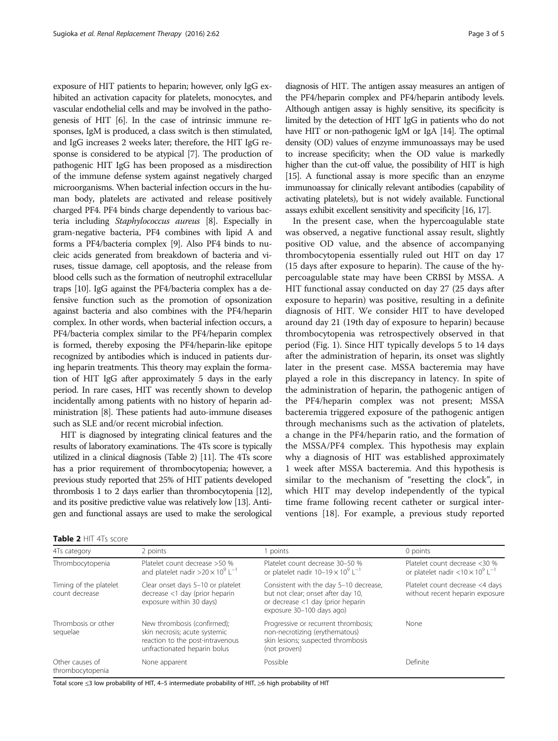exposure of HIT patients to heparin; however, only IgG exhibited an activation capacity for platelets, monocytes, and vascular endothelial cells and may be involved in the pathogenesis of HIT [6]. In the case of intrinsic immune responses, IgM is produced, a class switch is then stimulated, and IgG increases 2 weeks later; therefore, the HIT IgG response is considered to be atypical [7]. The production of pathogenic HIT IgG has been proposed as a misdirection of the immune defense system against negatively charged microorganisms. When bacterial infection occurs in the human body, platelets are activated and release positively charged PF4. PF4 binds charge dependently to various bacteria including *Staphylococcus aureus* [8]. Especially in gram-negative bacteria, PF4 combines with lipid A and forms a PF4/bacteria complex [9]. Also PF4 binds to nucleic acids generated from breakdown of bacteria and viruses, tissue damage, cell apoptosis, and the release from blood cells such as the formation of neutrophil extracellular traps [10]. IgG against the PF4/bacteria complex has a defensive function such as the promotion of opsonization against bacteria and also combines with the PF4/heparin complex. In other words, when bacterial infection occurs, a PF4/bacteria complex similar to the PF4/heparin complex is formed, thereby exposing the PF4/heparin-like epitope recognized by antibodies which is induced in patients during heparin treatments. This theory may explain the formation of HIT IgG after approximately 5 days in the early period. In rare cases, HIT was recently shown to develop incidentally among patients with no history of heparin administration [8]. These patients had auto-immune diseases such as SLE and/or recent microbial infection.

HIT is diagnosed by integrating clinical features and the results of laboratory examinations. The 4Ts score is typically utilized in a clinical diagnosis (Table 2) [11]. The 4Ts score has a prior requirement of thrombocytopenia; however, a previous study reported that 25% of HIT patients developed thrombosis 1 to 2 days earlier than thrombocytopenia [12], and its positive predictive value was relatively low [13]. Antigen and functional assays are used to make the serological diagnosis of HIT. The antigen assay measures an antigen of the PF4/heparin complex and PF4/heparin antibody levels. Although antigen assay is highly sensitive, its specificity is limited by the detection of HIT IgG in patients who do not have HIT or non-pathogenic IgM or IgA [14]. The optimal density (OD) values of enzyme immunoassays may be used to increase specificity; when the OD value is markedly higher than the cut-off value, the possibility of HIT is high [15]. A functional assay is more specific than an enzyme immunoassay for clinically relevant antibodies (capability of activating platelets), but is not widely available. Functional assays exhibit excellent sensitivity and specificity [16, 17].

In the present case, when the hypercoagulable state was observed, a negative functional assay result, slightly positive OD value, and the absence of accompanying thrombocytopenia essentially ruled out HIT on day 17 (15 days after exposure to heparin). The cause of the hypercoagulable state may have been CRBSI by MSSA. A HIT functional assay conducted on day 27 (25 days after exposure to heparin) was positive, resulting in a definite diagnosis of HIT. We consider HIT to have developed around day 21 (19th day of exposure to heparin) because thrombocytopenia was retrospectively observed in that period (Fig. 1). Since HIT typically develops 5 to 14 days after the administration of heparin, its onset was slightly later in the present case. MSSA bacteremia may have played a role in this discrepancy in latency. In spite of the administration of heparin, the pathogenic antigen of the PF4/heparin complex was not present; MSSA bacteremia triggered exposure of the pathogenic antigen through mechanisms such as the activation of platelets, a change in the PF4/heparin ratio, and the formation of the MSSA/PF4 complex. This hypothesis may explain why a diagnosis of HIT was established approximately 1 week after MSSA bacteremia. And this hypothesis is similar to the mechanism of "resetting the clock", in which HIT may develop independently of the typical time frame following recent catheter or surgical interventions [18]. For example, a previous study reported

**Table 2** HIT 4Ts score

| 4Ts category | 2 points | 1 points | 0 points |
|---|---|---|---|
| Thrombocytopenia | Platelet count decrease >50 % and platelet nadir $>20 \times 10^9$ L$^{-1}$ | Platelet count decrease 30–50 % or platelet nadir $10–19 \times 10^9$ L$^{-1}$ | Platelet count decrease <30 % or platelet nadir $<10 \times 10^9$ L$^{-1}$ |
| Timing of the platelet count decrease | Clear onset days 5–10 or platelet decrease <1 day (prior heparin exposure within 30 days) | Consistent with the day 5–10 decrease, but not clear; onset after day 10, or decrease <1 day (prior heparin exposure 30–100 days ago) | Platelet count decrease <4 days without recent heparin exposure |
| Thrombosis or other sequelae | New thrombosis (confirmed); skin necrosis; acute systemic reaction to the post-intravenous unfractionated heparin bolus | Progressive or recurrent thrombosis; non-necrotizing (erythematous) skin lesions; suspected thrombosis (not proven) | None |
| Other causes of thrombocytopenia | None apparent | Possible | Definite |

Total score ≤3 low probability of HIT, 4–5 intermediate probability of HIT, ≥6 high probability of HIT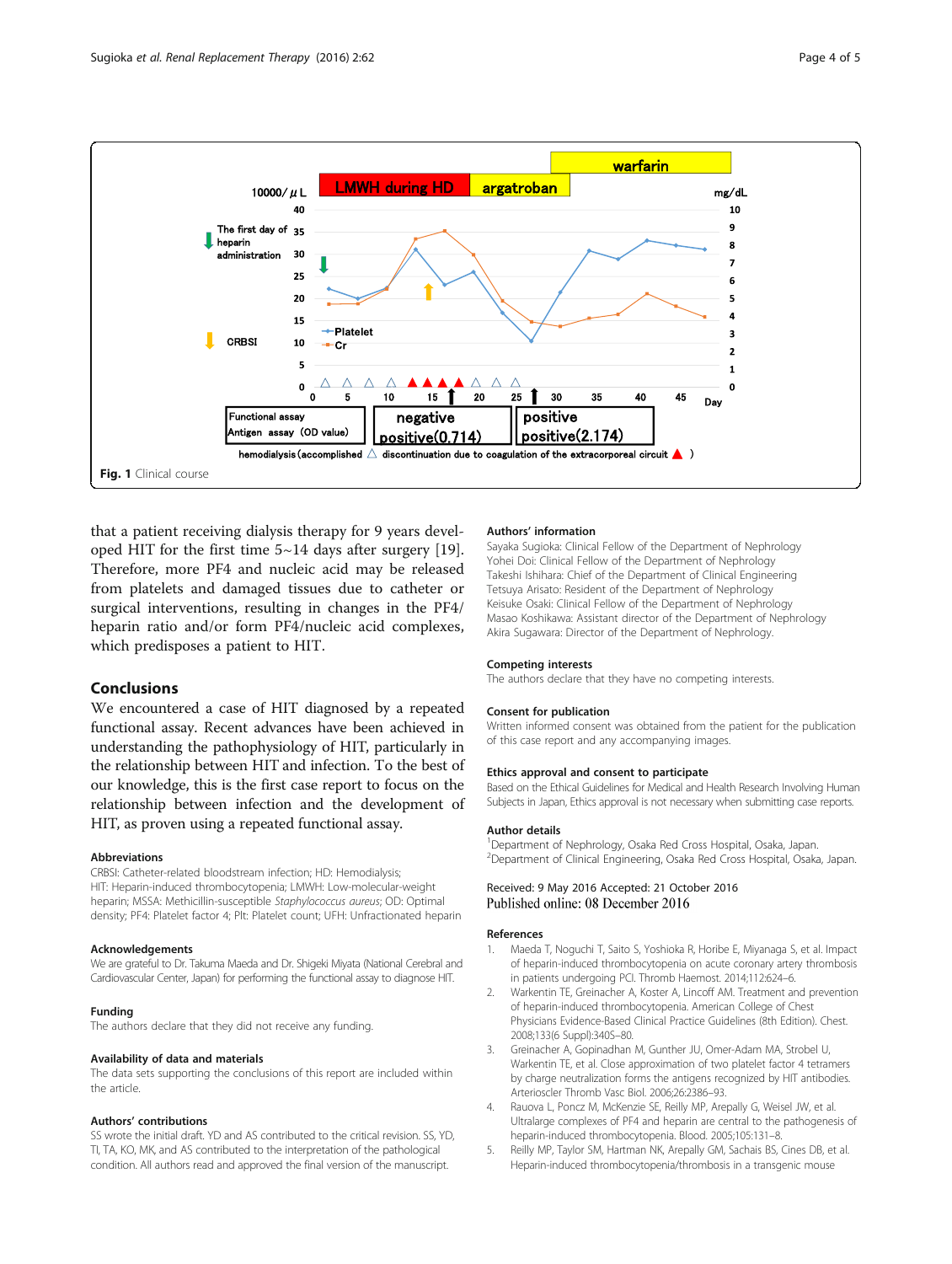Fig. 1 Clinical course

that a patient receiving dialysis therapy for 9 years developed HIT for the first time 5~14 days after surgery [19]. Therefore, more PF4 and nucleic acid may be released from platelets and damaged tissues due to catheter or surgical interventions, resulting in changes in the PF4/heparin ratio and/or form PF4/nucleic acid complexes, which predisposes a patient to HIT.

## Conclusions

We encountered a case of HIT diagnosed by a repeated functional assay. Recent advances have been achieved in understanding the pathophysiology of HIT, particularly in the relationship between HIT and infection. To the best of our knowledge, this is the first case report to focus on the relationship between infection and the development of HIT, as proven using a repeated functional assay.

### Abbreviations

CRBSI: Catheter-related bloodstream infection; HD: Hemodialysis; HIT: Heparin-induced thrombocytopenia; LMWH: Low-molecular-weight heparin; MSSA: Methicillin-susceptible *Staphylococcus aureus*; OD: Optimal density; PF4: Platelet factor 4; Plt: Platelet count; UFH: Unfractionated heparin

### Acknowledgements

We are grateful to Dr. Takuma Maeda and Dr. Shigeki Miyata (National Cerebral and Cardiovascular Center, Japan) for performing the functional assay to diagnose HIT.

### Funding

The authors declare that they did not receive any funding.

### Availability of data and materials

The data sets supporting the conclusions of this report are included within the article.

### Authors' contributions

SS wrote the initial draft. YD and AS contributed to the critical revision. SS, YD, TI, TA, KO, MK, and AS contributed to the interpretation of the pathological condition. All authors read and approved the final version of the manuscript.

### Authors' information

Sayaka Sugioka: Clinical Fellow of the Department of Nephrology
Yohei Doi: Clinical Fellow of the Department of Nephrology
Takeshi Ishihara: Chief of the Department of Clinical Engineering
Tetsuya Arisato: Resident of the Department of Nephrology
Keisuke Osaki: Clinical Fellow of the Department of Nephrology
Masao Koshikawa: Assistant director of the Department of Nephrology
Akira Sugawara: Director of the Department of Nephrology.

### Competing interests

The authors declare that they have no competing interests.

### Consent for publication

Written informed consent was obtained from the patient for the publication of this case report and any accompanying images.

### Ethics approval and consent to participate

Based on the Ethical Guidelines for Medical and Health Research Involving Human Subjects in Japan, Ethics approval is not necessary when submitting case reports.

### Author details

[1]Department of Nephrology, Osaka Red Cross Hospital, Osaka, Japan.
[2]Department of Clinical Engineering, Osaka Red Cross Hospital, Osaka, Japan.

Received: 9 May 2016 Accepted: 21 October 2016
Published online: 08 December 2016

### References

1. Maeda T, Noguchi T, Saito S, Yoshioka R, Horibe E, Miyanaga S, et al. Impact of heparin-induced thrombocytopenia on acute coronary artery thrombosis in patients undergoing PCI. Thromb Haemost. 2014;112:624–6.
2. Warkentin TE, Greinacher A, Koster A, Lincoff AM. Treatment and prevention of heparin-induced thrombocytopenia. American College of Chest Physicians Evidence-Based Clinical Practice Guidelines (8th Edition). Chest. 2008;133(6 Suppl):340S–80.
3. Greinacher A, Gopinadhan M, Gunther JU, Omer-Adam MA, Strobel U, Warkentin TE, et al. Close approximation of two platelet factor 4 tetramers by charge neutralization forms the antigens recognized by HIT antibodies. Arterioscler Thromb Vasc Biol. 2006;26:2386–93.
4. Rauova L, Poncz M, McKenzie SE, Reilly MP, Arepally G, Weisel JW, et al. Ultralarge complexes of PF4 and heparin are central to the pathogenesis of heparin-induced thrombocytopenia. Blood. 2005;105:131–8.
5. Reilly MP, Taylor SM, Hartman NK, Arepally GM, Sachais BS, Cines DB, et al. Heparin-induced thrombocytopenia/thrombosis in a transgenic mouse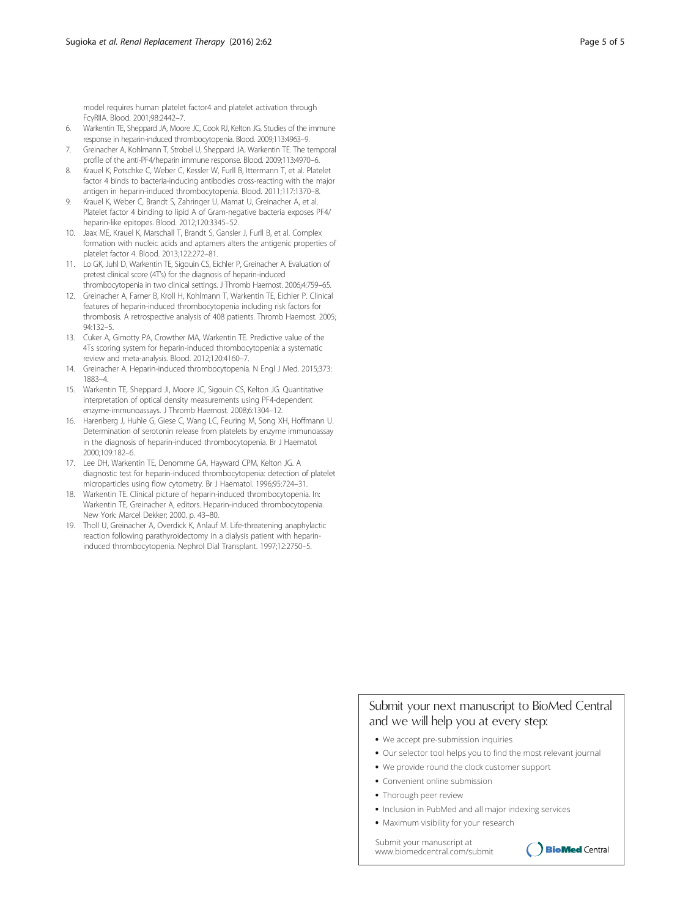model requires human platelet factor4 and platelet activation through FcγRIIA. Blood. 2001;98:2442–7.

6. Warkentin TE, Sheppard JA, Moore JC, Cook RJ, Kelton JG. Studies of the immune response in heparin-induced thrombocytopenia. Blood. 2009;113:4963–9.
7. Greinacher A, Kohlmann T, Strobel U, Sheppard JA, Warkentin TE. The temporal profile of the anti-PF4/heparin immune response. Blood. 2009;113:4970–6.
8. Krauel K, Potschke C, Weber C, Kessler W, Furll B, Ittermann T, et al. Platelet factor 4 binds to bacteria-inducing antibodies cross-reacting with the major antigen in heparin-induced thrombocytopenia. Blood. 2011;117:1370–8.
9. Krauel K, Weber C, Brandt S, Zahringer U, Mamat U, Greinacher A, et al. Platelet factor 4 binding to lipid A of Gram-negative bacteria exposes PF4/heparin-like epitopes. Blood. 2012;120:3345–52.
10. Jaax ME, Krauel K, Marschall T, Brandt S, Gansler J, Furll B, et al. Complex formation with nucleic acids and aptamers alters the antigenic properties of platelet factor 4. Blood. 2013;122:272–81.
11. Lo GK, Juhl D, Warkentin TE, Sigouin CS, Eichler P, Greinacher A. Evaluation of pretest clinical score (4T's) for the diagnosis of heparin-induced thrombocytopenia in two clinical settings. J Thromb Haemost. 2006;4:759–65.
12. Greinacher A, Farner B, Kroll H, Kohlmann T, Warkentin TE, Eichler P. Clinical features of heparin-induced thrombocytopenia including risk factors for thrombosis. A retrospective analysis of 408 patients. Thromb Haemost. 2005; 94:132–5.
13. Cuker A, Gimotty PA, Crowther MA, Warkentin TE. Predictive value of the 4Ts scoring system for heparin-induced thrombocytopenia: a systematic review and meta-analysis. Blood. 2012;120:4160–7.
14. Greinacher A. Heparin-induced thrombocytopenia. N Engl J Med. 2015;373: 1883–4.
15. Warkentin TE, Sheppard JI, Moore JC, Sigouin CS, Kelton JG. Quantitative interpretation of optical density measurements using PF4-dependent enzyme-immunoassays. J Thromb Haemost. 2008;6:1304–12.
16. Harenberg J, Huhle G, Giese C, Wang LC, Feuring M, Song XH, Hoffmann U. Determination of serotonin release from platelets by enzyme immunoassay in the diagnosis of heparin-induced thrombocytopenia. Br J Haematol. 2000;109:182–6.
17. Lee DH, Warkentin TE, Denomme GA, Hayward CPM, Kelton JG. A diagnostic test for heparin-induced thrombocytopenia: detection of platelet microparticles using flow cytometry. Br J Haematol. 1996;95:724–31.
18. Warkentin TE. Clinical picture of heparin-induced thrombocytopenia. In: Warkentin TE, Greinacher A, editors. Heparin-induced thrombocytopenia. New York: Marcel Dekker; 2000. p. 43–80.
19. Tholl U, Greinacher A, Overdick K, Anlauf M. Life-threatening anaphylactic reaction following parathyroidectomy in a dialysis patient with heparin-induced thrombocytopenia. Nephrol Dial Transplant. 1997;12:2750–5.

Submit your next manuscript to BioMed Central and we will help you at every step:

- We accept pre-submission inquiries
- Our selector tool helps you to find the most relevant journal
- We provide round the clock customer support
- Convenient online submission
- Thorough peer review
- Inclusion in PubMed and all major indexing services
- Maximum visibility for your research

Submit your manuscript at www.biomedcentral.com/submit

BioMed Central